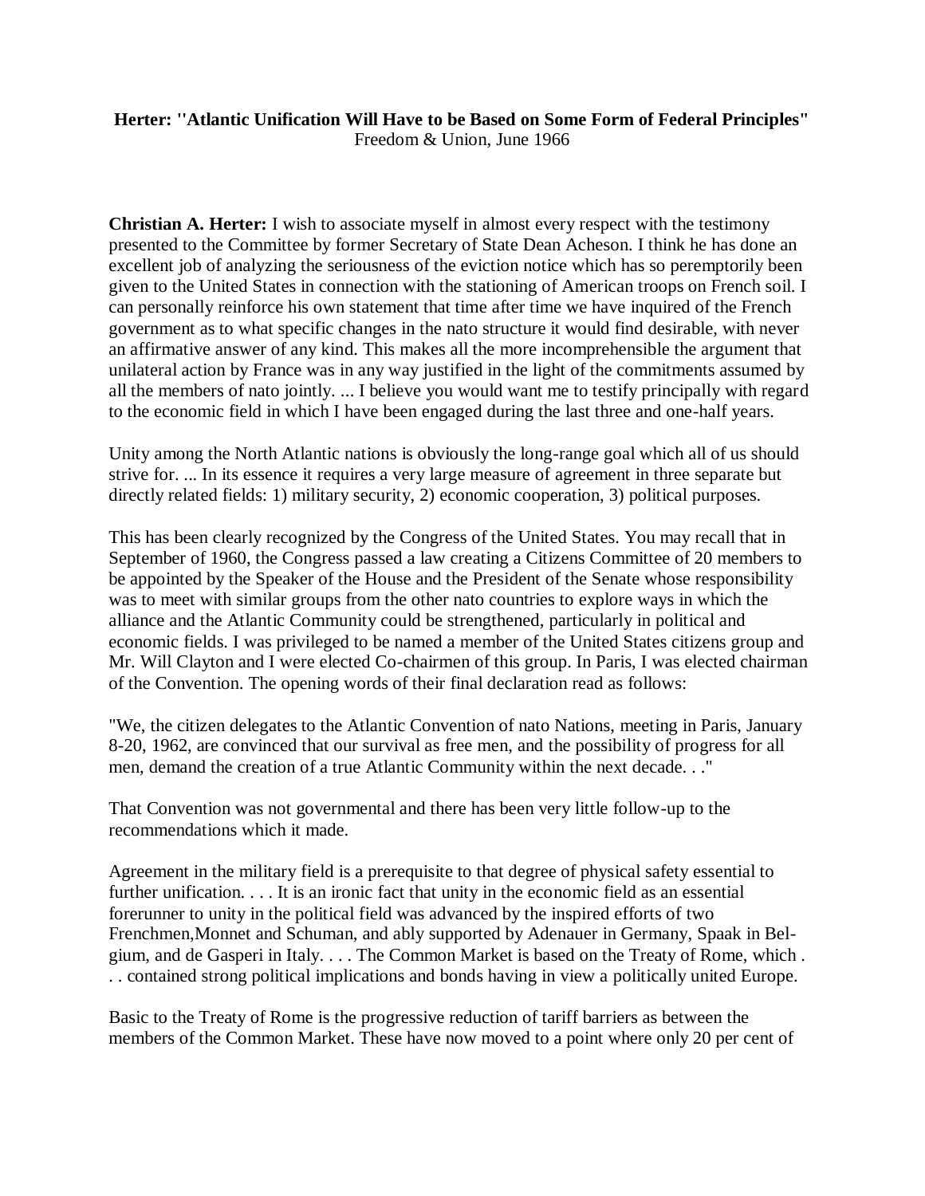**Herter: "Atlantic Unification Will Have to be Based on Some Form of Federal Principles"**
Freedom & Union, June 1966

**Christian A. Herter:** I wish to associate myself in almost every respect with the testimony presented to the Committee by former Secretary of State Dean Acheson. I think he has done an excellent job of analyzing the seriousness of the eviction notice which has so peremptorily been given to the United States in connection with the stationing of American troops on French soil. I can personally reinforce his own statement that time after time we have inquired of the French government as to what specific changes in the nato structure it would find desirable, with never an affirmative answer of any kind. This makes all the more incomprehensible the argument that unilateral action by France was in any way justified in the light of the commitments assumed by all the members of nato jointly. ... I believe you would want me to testify principally with regard to the economic field in which I have been engaged during the last three and one-half years.

Unity among the North Atlantic nations is obviously the long-range goal which all of us should strive for. ... In its essence it requires a very large measure of agreement in three separate but directly related fields: 1) military security, 2) economic cooperation, 3) political purposes.

This has been clearly recognized by the Congress of the United States. You may recall that in September of 1960, the Congress passed a law creating a Citizens Committee of 20 members to be appointed by the Speaker of the House and the President of the Senate whose responsibility was to meet with similar groups from the other nato countries to explore ways in which the alliance and the Atlantic Community could be strengthened, particularly in political and economic fields. I was privileged to be named a member of the United States citizens group and Mr. Will Clayton and I were elected Co-chairmen of this group. In Paris, I was elected chairman of the Convention. The opening words of their final declaration read as follows:

"We, the citizen delegates to the Atlantic Convention of nato Nations, meeting in Paris, January 8-20, 1962, are convinced that our survival as free men, and the possibility of progress for all men, demand the creation of a true Atlantic Community within the next decade. . ."

That Convention was not governmental and there has been very little follow-up to the recommendations which it made.

Agreement in the military field is a prerequisite to that degree of physical safety essential to further unification. . . . It is an ironic fact that unity in the economic field as an essential forerunner to unity in the political field was advanced by the inspired efforts of two Frenchmen,Monnet and Schuman, and ably supported by Adenauer in Germany, Spaak in Belgium, and de Gasperi in Italy. . . . The Common Market is based on the Treaty of Rome, which . . . contained strong political implications and bonds having in view a politically united Europe.

Basic to the Treaty of Rome is the progressive reduction of tariff barriers as between the members of the Common Market. These have now moved to a point where only 20 per cent of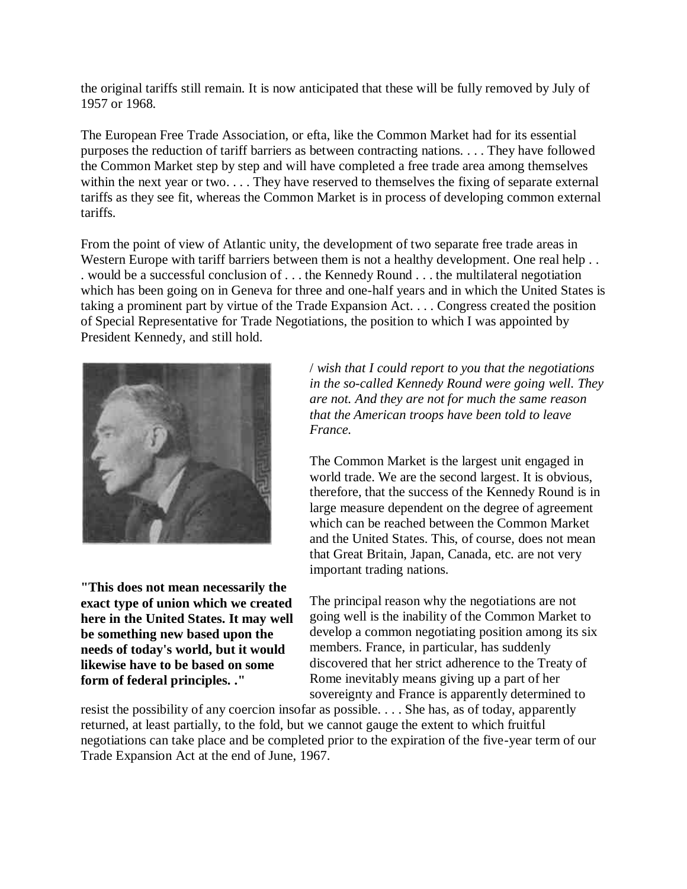the original tariffs still remain. It is now anticipated that these will be fully removed by July of 1957 or 1968.

The European Free Trade Association, or efta, like the Common Market had for its essential purposes the reduction of tariff barriers as between contracting nations. . . . They have followed the Common Market step by step and will have completed a free trade area among themselves within the next year or two. . . . They have reserved to themselves the fixing of separate external tariffs as they see fit, whereas the Common Market is in process of developing common external tariffs.

From the point of view of Atlantic unity, the development of two separate free trade areas in Western Europe with tariff barriers between them is not a healthy development. One real help . . . would be a successful conclusion of . . . the Kennedy Round . . . the multilateral negotiation which has been going on in Geneva for three and one-half years and in which the United States is taking a prominent part by virtue of the Trade Expansion Act. . . . Congress created the position of Special Representative for Trade Negotiations, the position to which I was appointed by President Kennedy, and still hold.

**"This does not mean necessarily the exact type of union which we created here in the United States. It may well be something new based upon the needs of today's world, but it would likewise have to be based on some form of federal principles. ."**

/ *wish that I could report to you that the negotiations in the so-called Kennedy Round were going well. They are not. And they are not for much the same reason that the American troops have been told to leave France.*

The Common Market is the largest unit engaged in world trade. We are the second largest. It is obvious, therefore, that the success of the Kennedy Round is in large measure dependent on the degree of agreement which can be reached between the Common Market and the United States. This, of course, does not mean that Great Britain, Japan, Canada, etc. are not very important trading nations.

The principal reason why the negotiations are not going well is the inability of the Common Market to develop a common negotiating position among its six members. France, in particular, has suddenly discovered that her strict adherence to the Treaty of Rome inevitably means giving up a part of her sovereignty and France is apparently determined to resist the possibility of any coercion insofar as possible. . . . She has, as of today, apparently returned, at least partially, to the fold, but we cannot gauge the extent to which fruitful negotiations can take place and be completed prior to the expiration of the five-year term of our Trade Expansion Act at the end of June, 1967.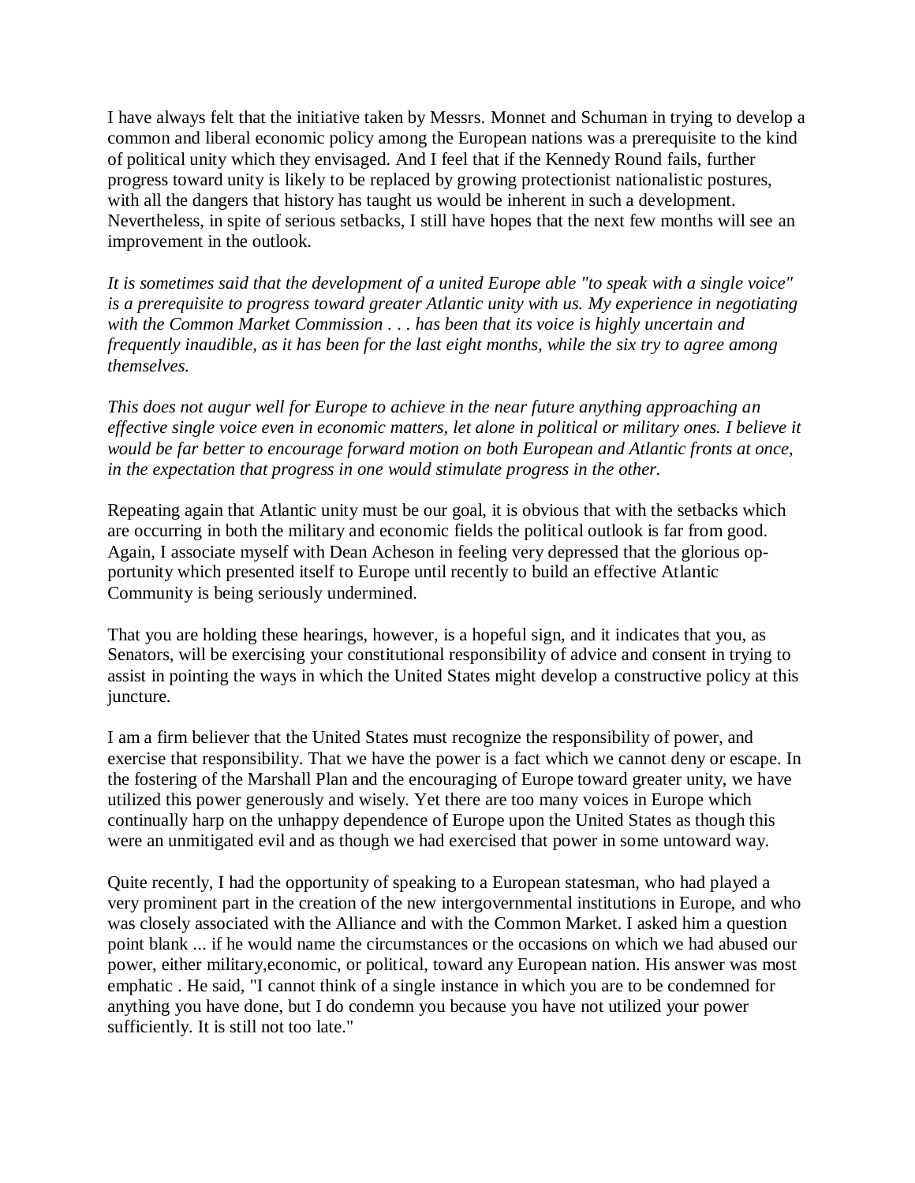I have always felt that the initiative taken by Messrs. Monnet and Schuman in trying to develop a common and liberal economic policy among the European nations was a prerequisite to the kind of political unity which they envisaged. And I feel that if the Kennedy Round fails, further progress toward unity is likely to be replaced by growing protectionist nationalistic postures, with all the dangers that history has taught us would be inherent in such a development. Nevertheless, in spite of serious setbacks, I still have hopes that the next few months will see an improvement in the outlook.

*It is sometimes said that the development of a united Europe able "to speak with a single voice" is a prerequisite to progress toward greater Atlantic unity with us. My experience in negotiating with the Common Market Commission . . . has been that its voice is highly uncertain and frequently inaudible, as it has been for the last eight months, while the six try to agree among themselves.*

*This does not augur well for Europe to achieve in the near future anything approaching an effective single voice even in economic matters, let alone in political or military ones. I believe it would be far better to encourage forward motion on both European and Atlantic fronts at once, in the expectation that progress in one would stimulate progress in the other.*

Repeating again that Atlantic unity must be our goal, it is obvious that with the setbacks which are occurring in both the military and economic fields the political outlook is far from good. Again, I associate myself with Dean Acheson in feeling very depressed that the glorious opportunity which presented itself to Europe until recently to build an effective Atlantic Community is being seriously undermined.

That you are holding these hearings, however, is a hopeful sign, and it indicates that you, as Senators, will be exercising your constitutional responsibility of advice and consent in trying to assist in pointing the ways in which the United States might develop a constructive policy at this juncture.

I am a firm believer that the United States must recognize the responsibility of power, and exercise that responsibility. That we have the power is a fact which we cannot deny or escape. In the fostering of the Marshall Plan and the encouraging of Europe toward greater unity, we have utilized this power generously and wisely. Yet there are too many voices in Europe which continually harp on the unhappy dependence of Europe upon the United States as though this were an unmitigated evil and as though we had exercised that power in some untoward way.

Quite recently, I had the opportunity of speaking to a European statesman, who had played a very prominent part in the creation of the new intergovernmental institutions in Europe, and who was closely associated with the Alliance and with the Common Market. I asked him a question point blank ... if he would name the circumstances or the occasions on which we had abused our power, either military,economic, or political, toward any European nation. His answer was most emphatic . He said, "I cannot think of a single instance in which you are to be condemned for anything you have done, but I do condemn you because you have not utilized your power sufficiently. It is still not too late."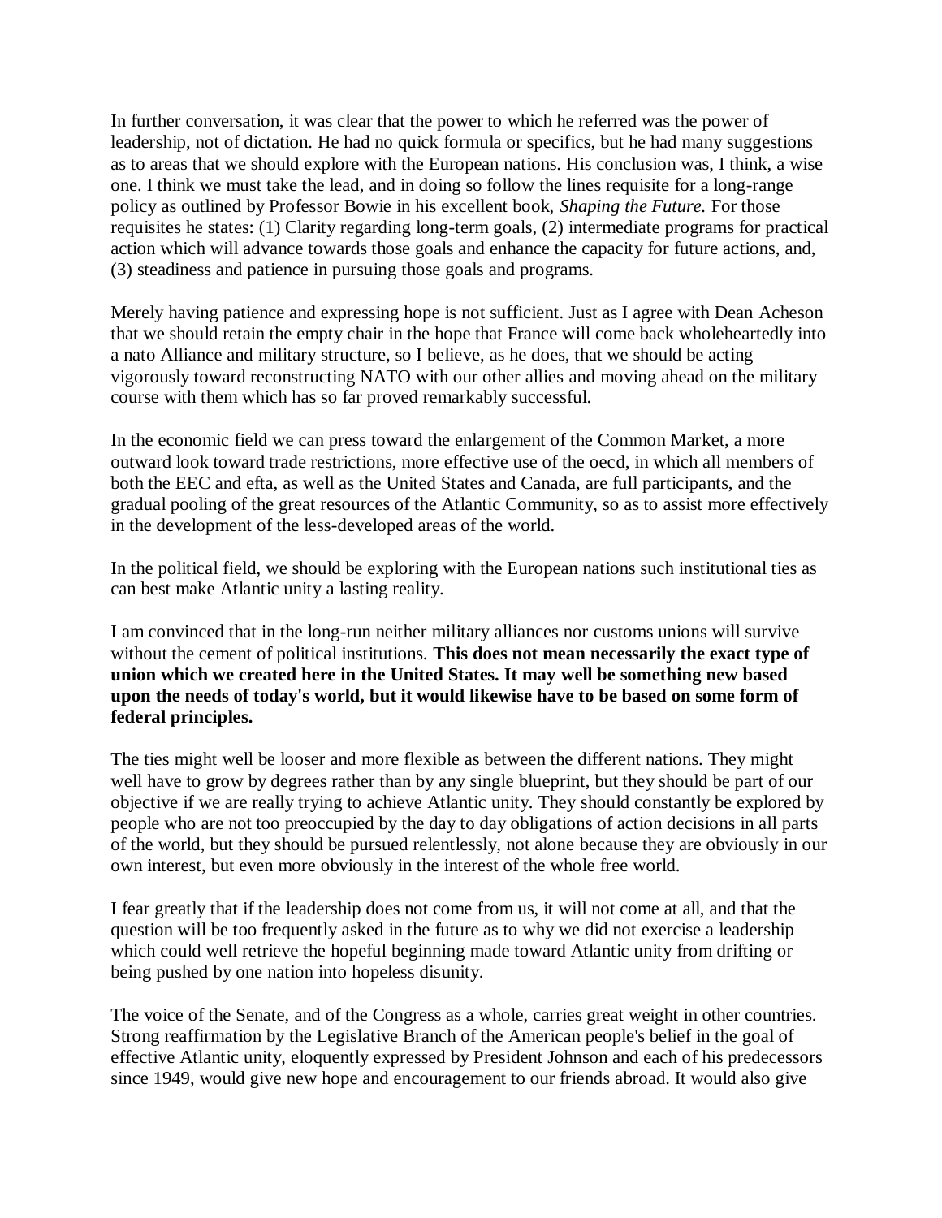In further conversation, it was clear that the power to which he referred was the power of leadership, not of dictation. He had no quick formula or specifics, but he had many suggestions as to areas that we should explore with the European nations. His conclusion was, I think, a wise one. I think we must take the lead, and in doing so follow the lines requisite for a long-range policy as outlined by Professor Bowie in his excellent book, *Shaping the Future.* For those requisites he states: (1) Clarity regarding long-term goals, (2) intermediate programs for practical action which will advance towards those goals and enhance the capacity for future actions, and, (3) steadiness and patience in pursuing those goals and programs.

Merely having patience and expressing hope is not sufficient. Just as I agree with Dean Acheson that we should retain the empty chair in the hope that France will come back wholeheartedly into a nato Alliance and military structure, so I believe, as he does, that we should be acting vigorously toward reconstructing NATO with our other allies and moving ahead on the military course with them which has so far proved remarkably successful.

In the economic field we can press toward the enlargement of the Common Market, a more outward look toward trade restrictions, more effective use of the oecd, in which all members of both the EEC and efta, as well as the United States and Canada, are full participants, and the gradual pooling of the great resources of the Atlantic Community, so as to assist more effectively in the development of the less-developed areas of the world.

In the political field, we should be exploring with the European nations such institutional ties as can best make Atlantic unity a lasting reality.

I am convinced that in the long-run neither military alliances nor customs unions will survive without the cement of political institutions. **This does not mean necessarily the exact type of union which we created here in the United States. It may well be something new based upon the needs of today's world, but it would likewise have to be based on some form of federal principles.**

The ties might well be looser and more flexible as between the different nations. They might well have to grow by degrees rather than by any single blueprint, but they should be part of our objective if we are really trying to achieve Atlantic unity. They should constantly be explored by people who are not too preoccupied by the day to day obligations of action decisions in all parts of the world, but they should be pursued relentlessly, not alone because they are obviously in our own interest, but even more obviously in the interest of the whole free world.

I fear greatly that if the leadership does not come from us, it will not come at all, and that the question will be too frequently asked in the future as to why we did not exercise a leadership which could well retrieve the hopeful beginning made toward Atlantic unity from drifting or being pushed by one nation into hopeless disunity.

The voice of the Senate, and of the Congress as a whole, carries great weight in other countries. Strong reaffirmation by the Legislative Branch of the American people's belief in the goal of effective Atlantic unity, eloquently expressed by President Johnson and each of his predecessors since 1949, would give new hope and encouragement to our friends abroad. It would also give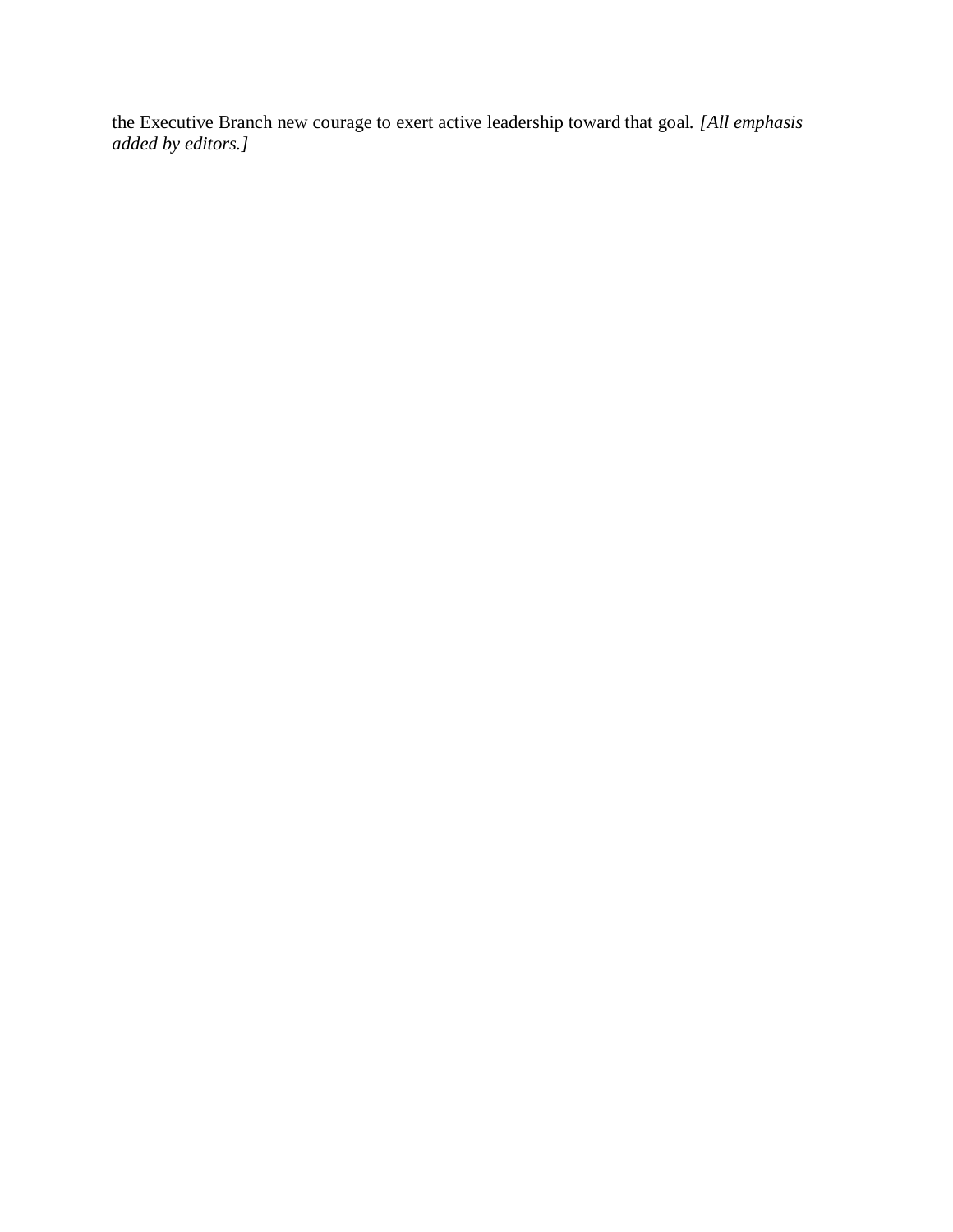the Executive Branch new courage to exert active leadership toward that goal. *[All emphasis added by editors.]*